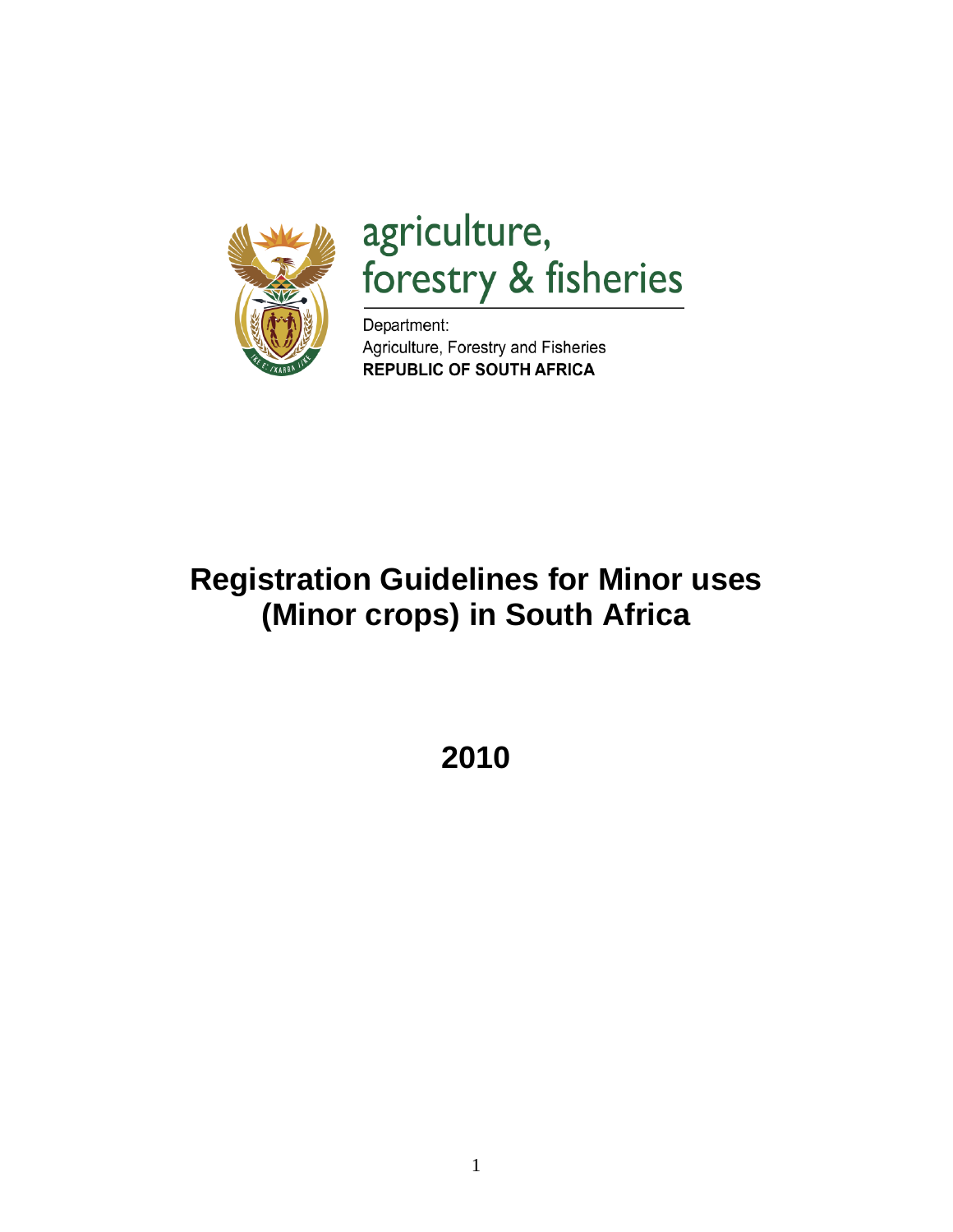agriculture, forestry & fisheries

Department:
Agriculture, Forestry and Fisheries
**REPUBLIC OF SOUTH AFRICA**

# Registration Guidelines for Minor uses (Minor crops) in South Africa

## 2010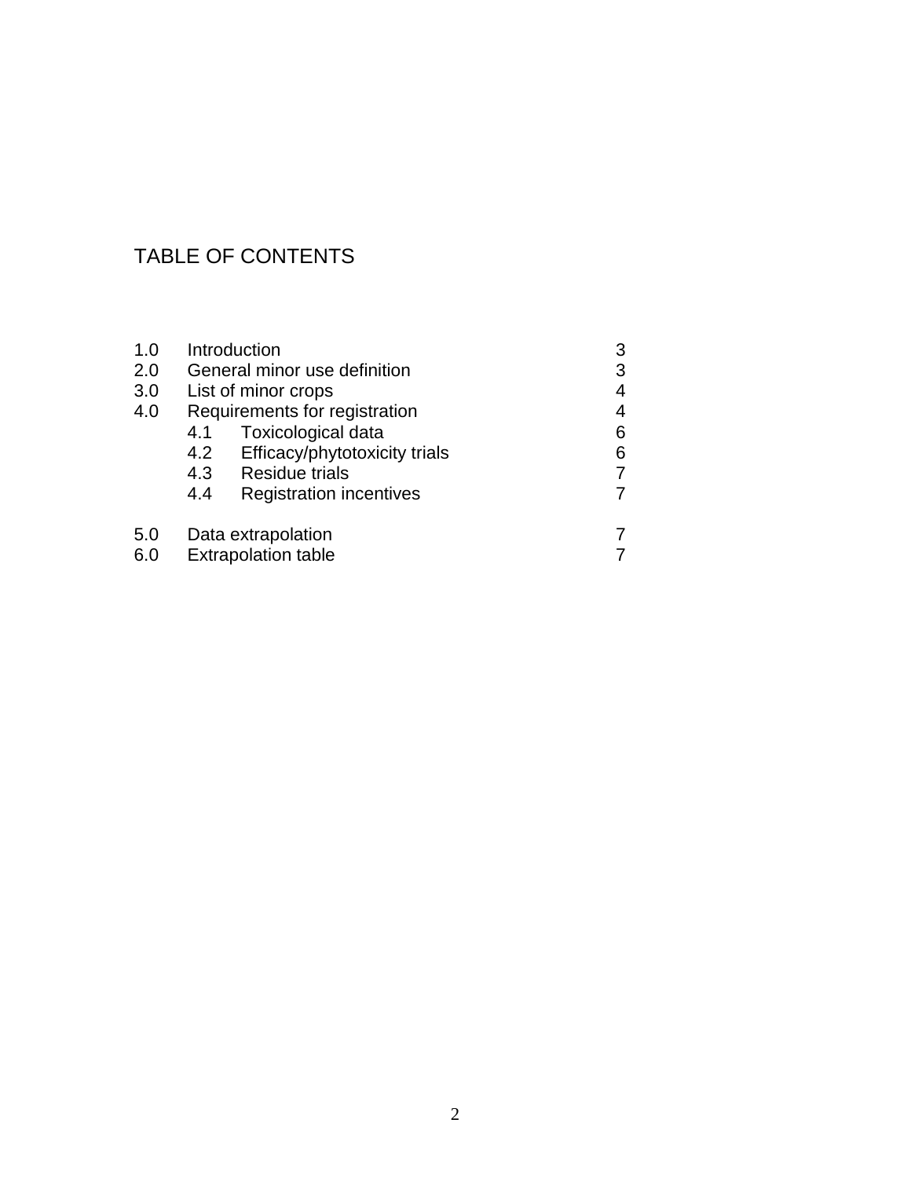# TABLE OF CONTENTS

| | | |
|---|---|---|
| 1.0 | Introduction | 3 |
| 2.0 | General minor use definition | 3 |
| 3.0 | List of minor crops | 4 |
| 4.0 | Requirements for registration | 4 |
| | 4.1 Toxicological data | 6 |
| | 4.2 Efficacy/phytotoxicity trials | 6 |
| | 4.3 Residue trials | 7 |
| | 4.4 Registration incentives | 7 |
| 5.0 | Data extrapolation | 7 |
| 6.0 | Extrapolation table | 7 |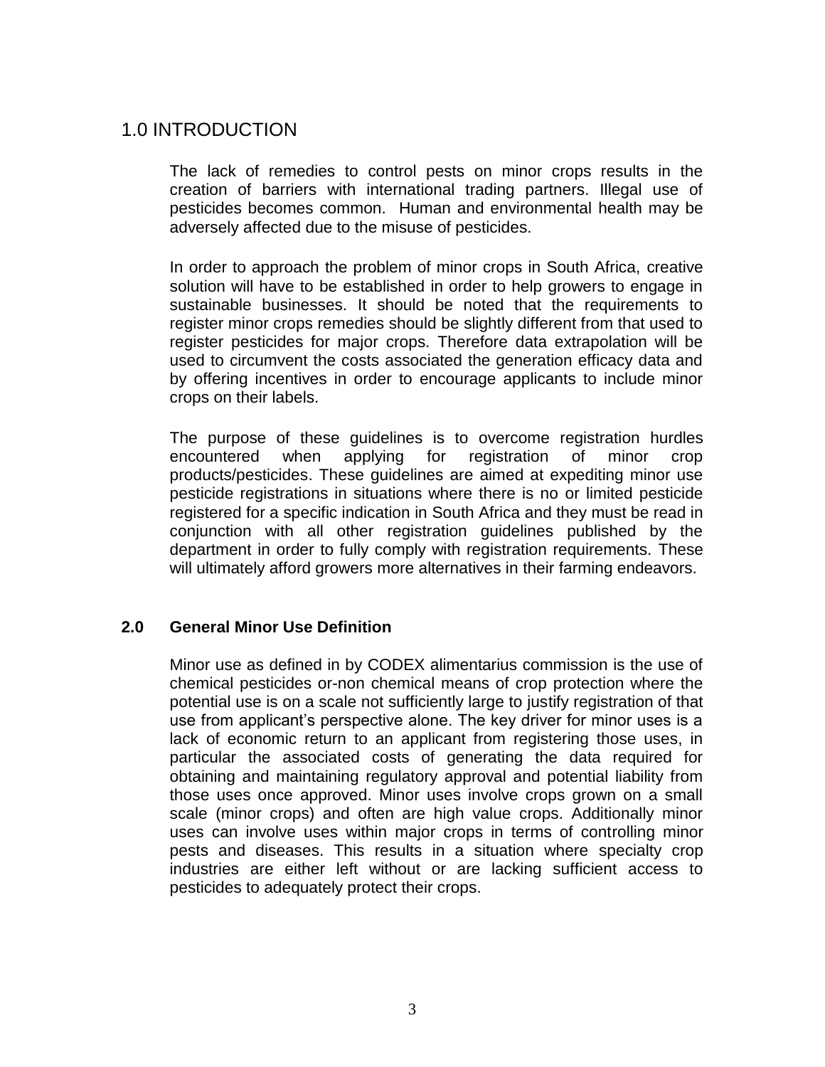## 1.0 INTRODUCTION

The lack of remedies to control pests on minor crops results in the creation of barriers with international trading partners. Illegal use of pesticides becomes common. Human and environmental health may be adversely affected due to the misuse of pesticides.

In order to approach the problem of minor crops in South Africa, creative solution will have to be established in order to help growers to engage in sustainable businesses. It should be noted that the requirements to register minor crops remedies should be slightly different from that used to register pesticides for major crops. Therefore data extrapolation will be used to circumvent the costs associated the generation efficacy data and by offering incentives in order to encourage applicants to include minor crops on their labels.

The purpose of these guidelines is to overcome registration hurdles encountered when applying for registration of minor crop products/pesticides. These guidelines are aimed at expediting minor use pesticide registrations in situations where there is no or limited pesticide registered for a specific indication in South Africa and they must be read in conjunction with all other registration guidelines published by the department in order to fully comply with registration requirements. These will ultimately afford growers more alternatives in their farming endeavors.

### 2.0 General Minor Use Definition

Minor use as defined in by CODEX alimentarius commission is the use of chemical pesticides or-non chemical means of crop protection where the potential use is on a scale not sufficiently large to justify registration of that use from applicant's perspective alone. The key driver for minor uses is a lack of economic return to an applicant from registering those uses, in particular the associated costs of generating the data required for obtaining and maintaining regulatory approval and potential liability from those uses once approved. Minor uses involve crops grown on a small scale (minor crops) and often are high value crops. Additionally minor uses can involve uses within major crops in terms of controlling minor pests and diseases. This results in a situation where specialty crop industries are either left without or are lacking sufficient access to pesticides to adequately protect their crops.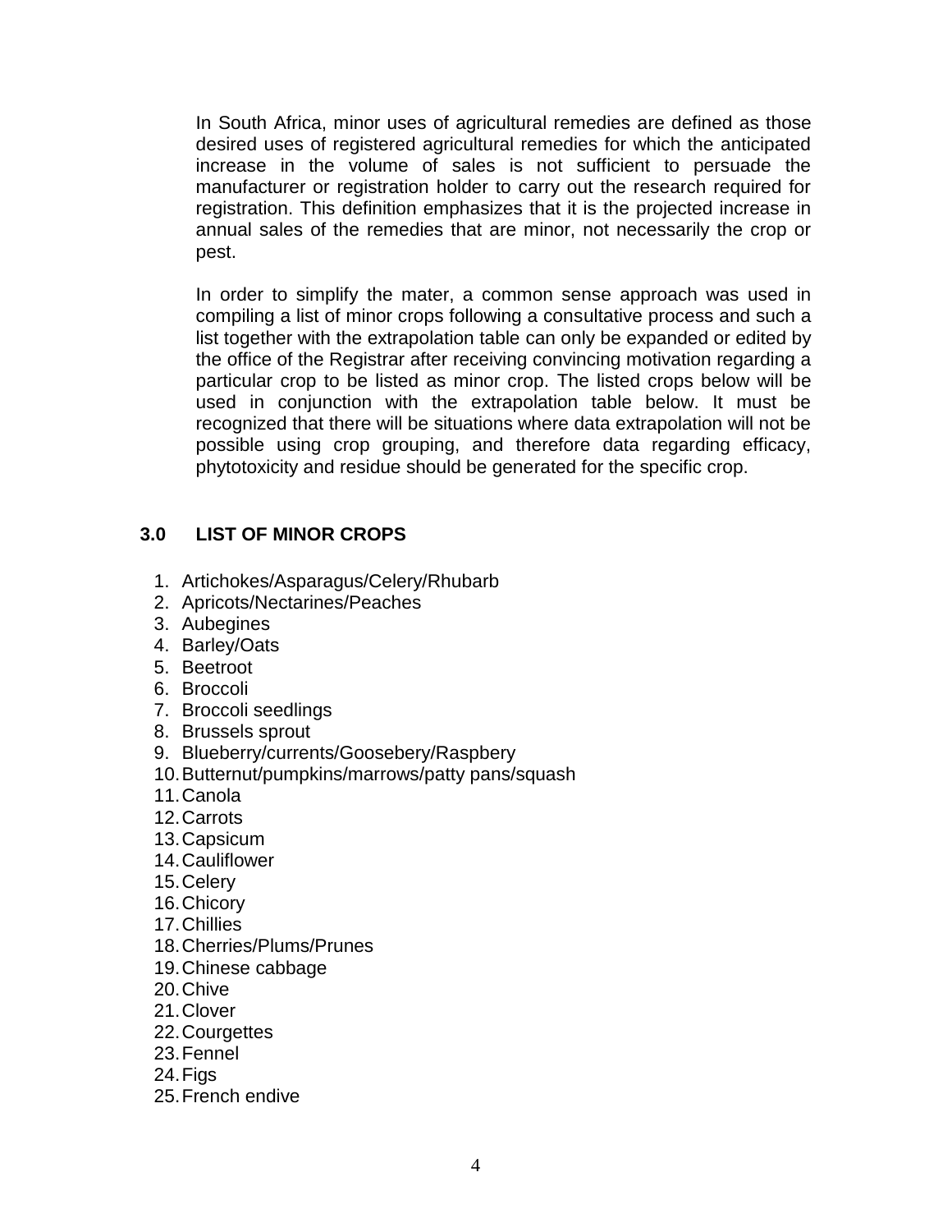In South Africa, minor uses of agricultural remedies are defined as those desired uses of registered agricultural remedies for which the anticipated increase in the volume of sales is not sufficient to persuade the manufacturer or registration holder to carry out the research required for registration. This definition emphasizes that it is the projected increase in annual sales of the remedies that are minor, not necessarily the crop or pest.

In order to simplify the mater, a common sense approach was used in compiling a list of minor crops following a consultative process and such a list together with the extrapolation table can only be expanded or edited by the office of the Registrar after receiving convincing motivation regarding a particular crop to be listed as minor crop. The listed crops below will be used in conjunction with the extrapolation table below. It must be recognized that there will be situations where data extrapolation will not be possible using crop grouping, and therefore data regarding efficacy, phytotoxicity and residue should be generated for the specific crop.

## 3.0 LIST OF MINOR CROPS

1. Artichokes/Asparagus/Celery/Rhubarb
2. Apricots/Nectarines/Peaches
3. Aubegines
4. Barley/Oats
5. Beetroot
6. Broccoli
7. Broccoli seedlings
8. Brussels sprout
9. Blueberry/currents/Goosebery/Raspbery
10. Butternut/pumpkins/marrows/patty pans/squash
11. Canola
12. Carrots
13. Capsicum
14. Cauliflower
15. Celery
16. Chicory
17. Chillies
18. Cherries/Plums/Prunes
19. Chinese cabbage
20. Chive
21. Clover
22. Courgettes
23. Fennel
24. Figs
25. French endive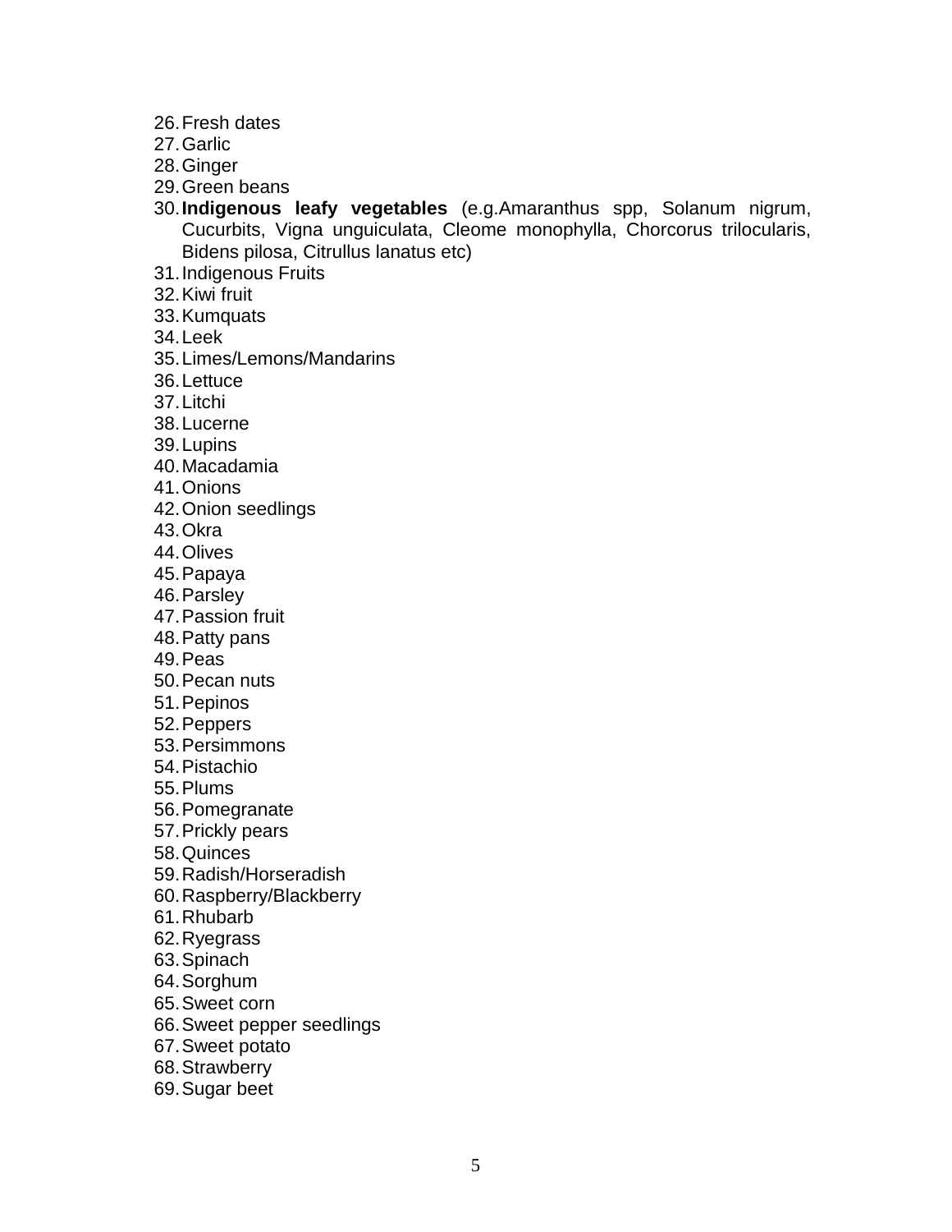26. Fresh dates
27. Garlic
28. Ginger
29. Green beans
30. **Indigenous leafy vegetables** (e.g.Amaranthus spp, Solanum nigrum, Cucurbits, Vigna unguiculata, Cleome monophylla, Chorcorus trilocularis, Bidens pilosa, Citrullus lanatus etc)
31. Indigenous Fruits
32. Kiwi fruit
33. Kumquats
34. Leek
35. Limes/Lemons/Mandarins
36. Lettuce
37. Litchi
38. Lucerne
39. Lupins
40. Macadamia
41. Onions
42. Onion seedlings
43. Okra
44. Olives
45. Papaya
46. Parsley
47. Passion fruit
48. Patty pans
49. Peas
50. Pecan nuts
51. Pepinos
52. Peppers
53. Persimmons
54. Pistachio
55. Plums
56. Pomegranate
57. Prickly pears
58. Quinces
59. Radish/Horseradish
60. Raspberry/Blackberry
61. Rhubarb
62. Ryegrass
63. Spinach
64. Sorghum
65. Sweet corn
66. Sweet pepper seedlings
67. Sweet potato
68. Strawberry
69. Sugar beet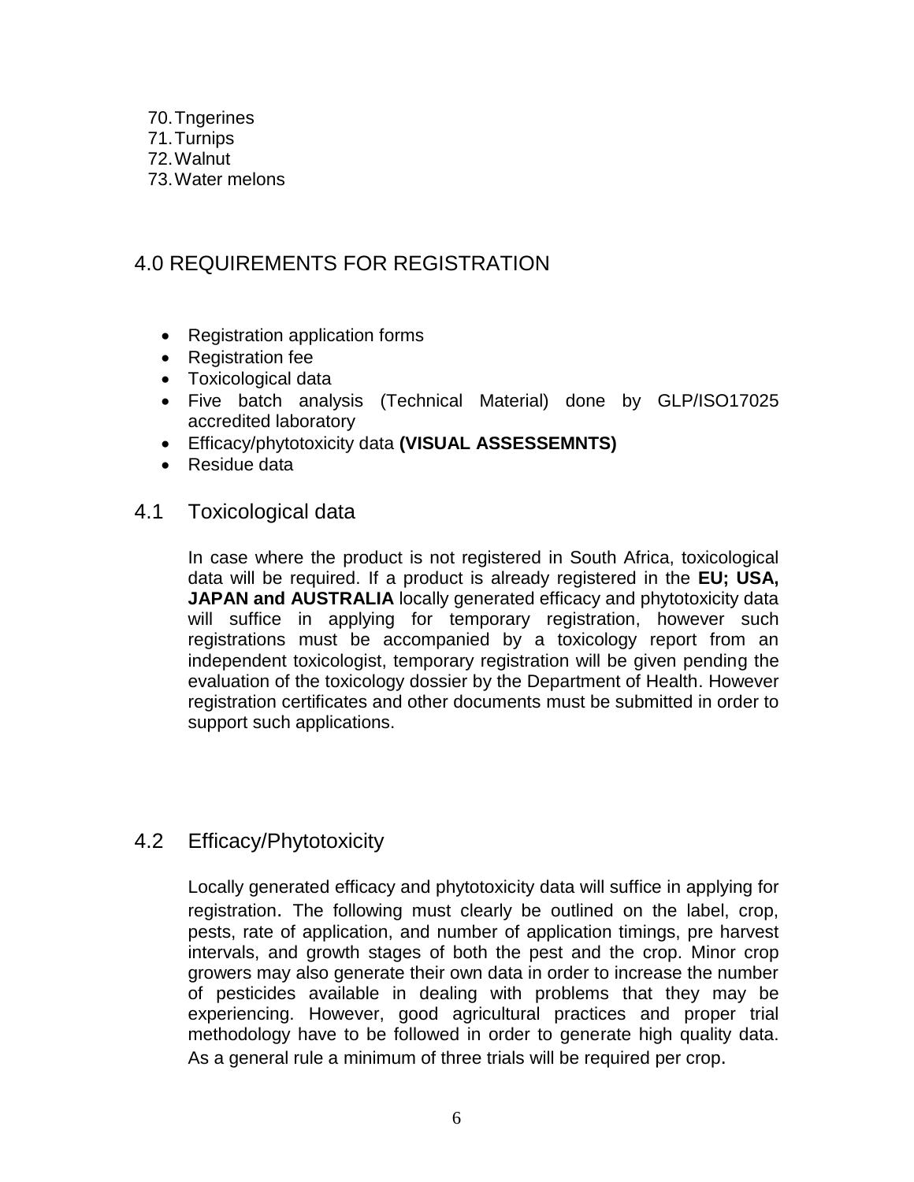70. Tngerines
71. Turnips
72. Walnut
73. Water melons

## 4.0 REQUIREMENTS FOR REGISTRATION

- Registration application forms
- Registration fee
- Toxicological data
- Five batch analysis (Technical Material) done by GLP/ISO17025 accredited laboratory
- Efficacy/phytotoxicity data **(VISUAL ASSESSEMNTS)**
- Residue data

### 4.1 Toxicological data

In case where the product is not registered in South Africa, toxicological data will be required. If a product is already registered in the **EU; USA, JAPAN and AUSTRALIA** locally generated efficacy and phytotoxicity data will suffice in applying for temporary registration, however such registrations must be accompanied by a toxicology report from an independent toxicologist, temporary registration will be given pending the evaluation of the toxicology dossier by the Department of Health. However registration certificates and other documents must be submitted in order to support such applications.

### 4.2 Efficacy/Phytotoxicity

Locally generated efficacy and phytotoxicity data will suffice in applying for registration. The following must clearly be outlined on the label, crop, pests, rate of application, and number of application timings, pre harvest intervals, and growth stages of both the pest and the crop. Minor crop growers may also generate their own data in order to increase the number of pesticides available in dealing with problems that they may be experiencing. However, good agricultural practices and proper trial methodology have to be followed in order to generate high quality data. As a general rule a minimum of three trials will be required per crop.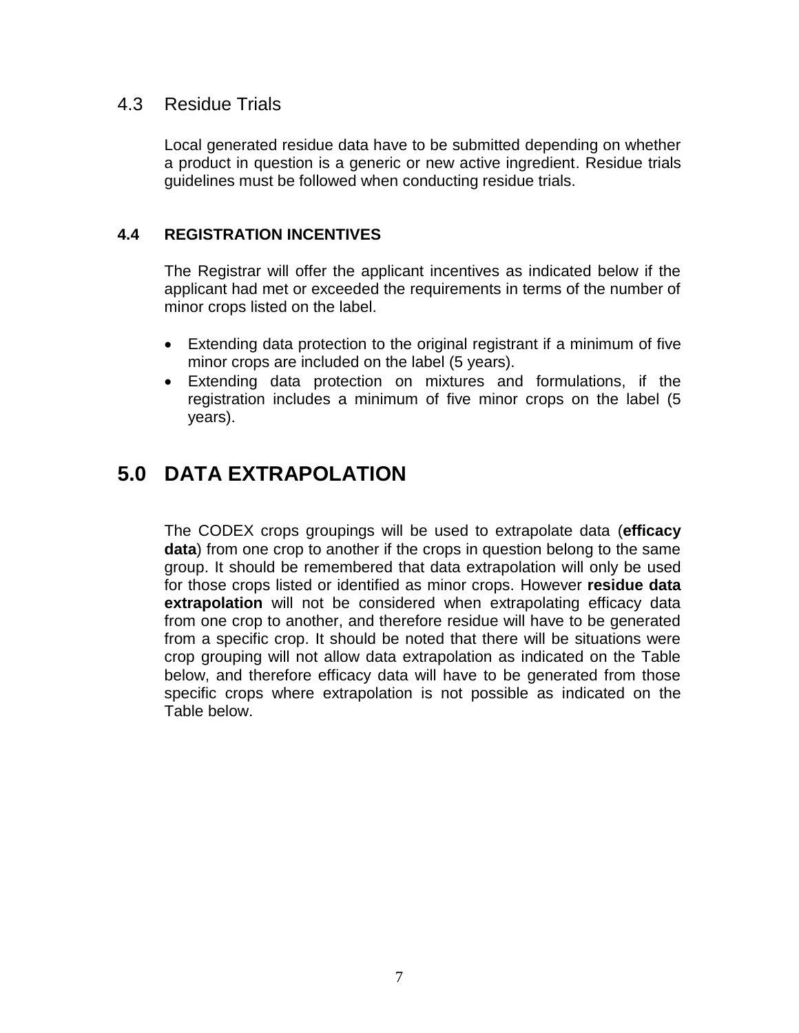### 4.3 Residue Trials

Local generated residue data have to be submitted depending on whether a product in question is a generic or new active ingredient. Residue trials guidelines must be followed when conducting residue trials.

### 4.4 REGISTRATION INCENTIVES

The Registrar will offer the applicant incentives as indicated below if the applicant had met or exceeded the requirements in terms of the number of minor crops listed on the label.

- Extending data protection to the original registrant if a minimum of five minor crops are included on the label (5 years).
- Extending data protection on mixtures and formulations, if the registration includes a minimum of five minor crops on the label (5 years).

## 5.0 DATA EXTRAPOLATION

The CODEX crops groupings will be used to extrapolate data (**efficacy data**) from one crop to another if the crops in question belong to the same group. It should be remembered that data extrapolation will only be used for those crops listed or identified as minor crops. However **residue data extrapolation** will not be considered when extrapolating efficacy data from one crop to another, and therefore residue will have to be generated from a specific crop. It should be noted that there will be situations were crop grouping will not allow data extrapolation as indicated on the Table below, and therefore efficacy data will have to be generated from those specific crops where extrapolation is not possible as indicated on the Table below.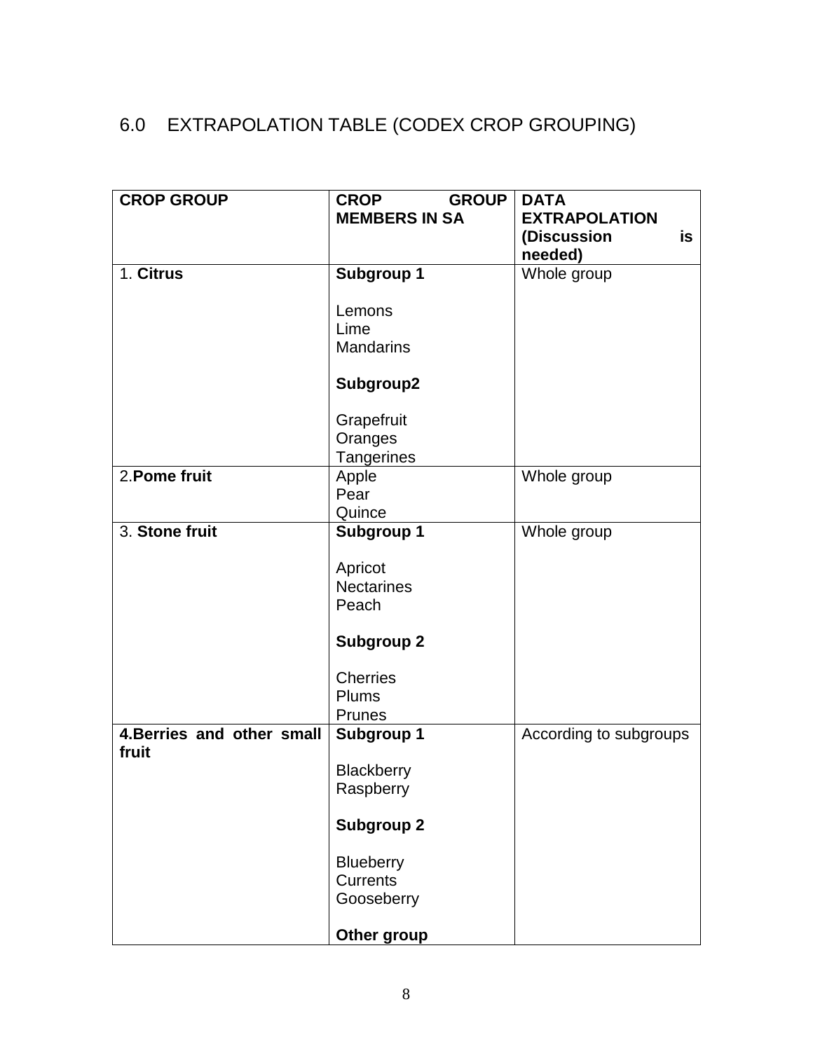## 6.0 EXTRAPOLATION TABLE (CODEX CROP GROUPING)

| **CROP GROUP** | **CROP GROUP MEMBERS IN SA** | **DATA EXTRAPOLATION (Discussion is needed)** |
|---|---|---|
| 1. **Citrus** | **Subgroup 1**<br><br>Lemons<br>Lime<br>Mandarins<br><br>**Subgroup2**<br><br>Grapefruit<br>Oranges<br>Tangerines | Whole group |
| 2.**Pome fruit** | Apple<br>Pear<br>Quince | Whole group |
| 3. **Stone fruit** | **Subgroup 1**<br><br>Apricot<br>Nectarines<br>Peach<br><br>**Subgroup 2**<br><br>Cherries<br>Plums<br>Prunes | Whole group |
| **4.Berries and other small fruit** | **Subgroup 1**<br><br>Blackberry<br>Raspberry<br><br>**Subgroup 2**<br><br>Blueberry<br>Currents<br>Gooseberry<br><br>**Other group** | According to subgroups |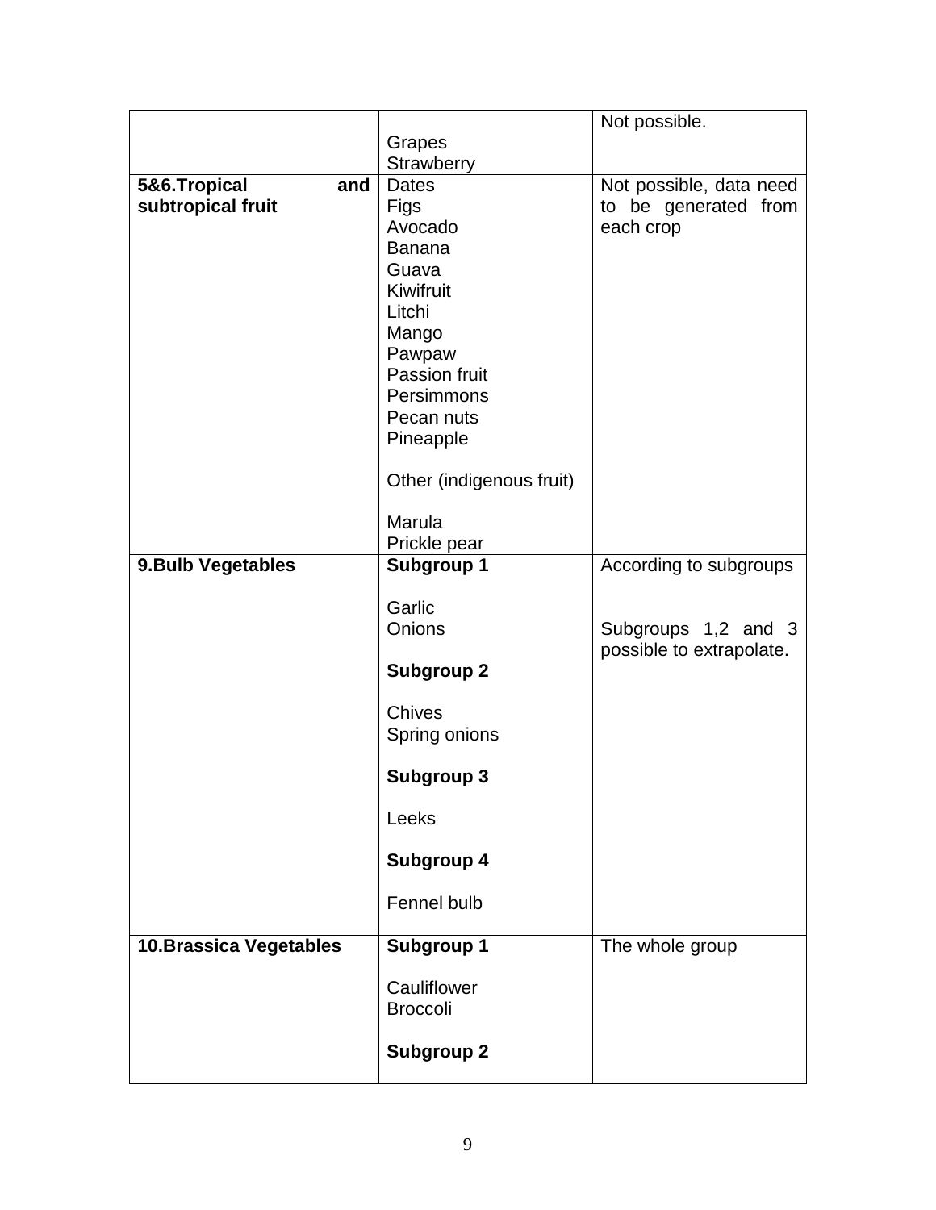| | | |
|---|---|---|
| | Grapes<br>Strawberry | Not possible. |
| **5&6.Tropical and subtropical fruit** | Dates<br>Figs<br>Avocado<br>Banana<br>Guava<br>Kiwifruit<br>Litchi<br>Mango<br>Pawpaw<br>Passion fruit<br>Persimmons<br>Pecan nuts<br>Pineapple<br><br>Other (indigenous fruit)<br><br>Marula<br>Prickle pear | Not possible, data need to be generated from each crop |
| **9.Bulb Vegetables** | **Subgroup 1**<br><br>Garlic<br>Onions<br><br>**Subgroup 2**<br><br>Chives<br>Spring onions<br><br>**Subgroup 3**<br><br>Leeks<br><br>**Subgroup 4**<br><br>Fennel bulb | According to subgroups<br><br><br>Subgroups 1,2 and 3 possible to extrapolate. |
| **10.Brassica Vegetables** | **Subgroup 1**<br><br>Cauliflower<br>Broccoli<br><br>**Subgroup 2** | The whole group |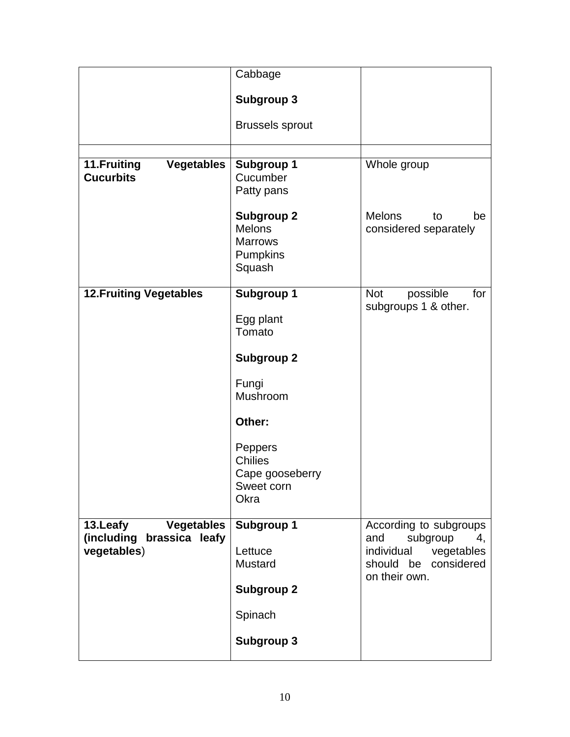| | | |
|---|---|---|
| | Cabbage<br><br>**Subgroup 3**<br><br>Brussels sprout | |
| | | |
| **11.Fruiting Vegetables Cucurbits** | **Subgroup 1**<br>Cucumber<br>Patty pans<br><br>**Subgroup 2**<br>Melons<br>Marrows<br>Pumpkins<br>Squash | Whole group<br><br><br>Melons to be considered separately |
| **12.Fruiting Vegetables** | **Subgroup 1**<br><br>Egg plant<br>Tomato<br><br>**Subgroup 2**<br><br>Fungi<br>Mushroom<br><br>**Other:**<br><br>Peppers<br>Chilies<br>Cape gooseberry<br>Sweet corn<br>Okra | Not possible for subgroups 1 & other. |
| **13.Leafy Vegetables (including brassica leafy vegetables**) | **Subgroup 1**<br><br>Lettuce<br>Mustard<br><br>**Subgroup 2**<br><br>Spinach<br><br>**Subgroup 3** | According to subgroups and subgroup 4, individual vegetables should be considered on their own. |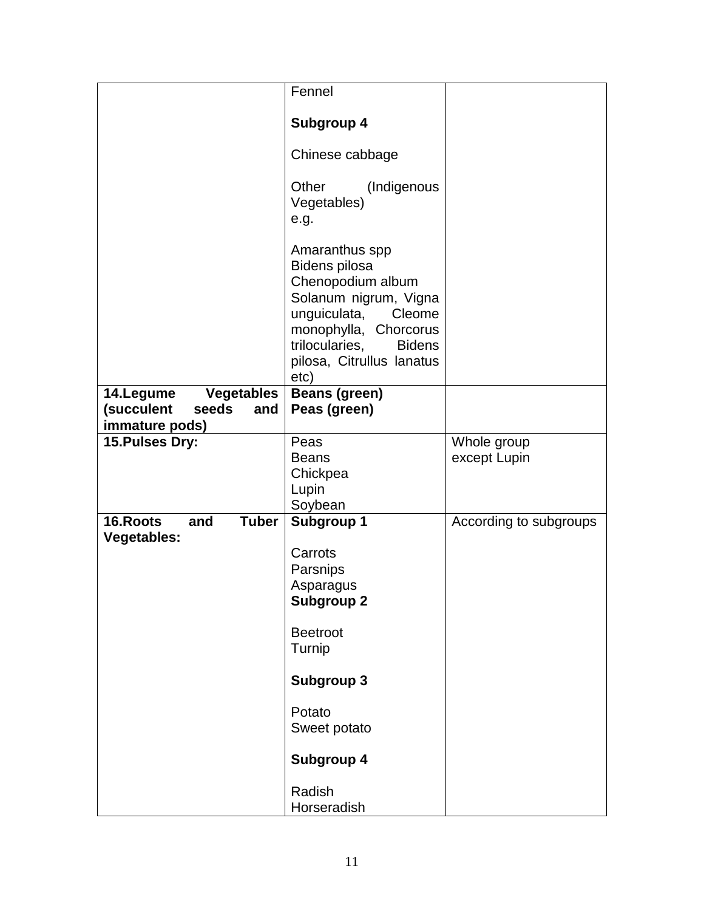| | | |
|---|---|---|
| | Fennel<br><br>**Subgroup 4**<br><br>Chinese cabbage<br><br>Other (Indigenous Vegetables)<br>e.g.<br><br>Amaranthus spp<br>Bidens pilosa<br>Chenopodium album<br>Solanum nigrum, Vigna unguiculata, Cleome monophylla, Chorcorus triloculariеs, Bidens pilosa, Citrullus lanatus etc) | |
| **14.Legume Vegetables (succulent seeds and immature pods)** | **Beans (green)**<br>**Peas (green)** | |
| **15.Pulses Dry:** | Peas<br>Beans<br>Chickpea<br>Lupin<br>Soybean | Whole group except Lupin |
| **16.Roots and Tuber Vegetables:** | **Subgroup 1**<br><br>Carrots<br>Parsnips<br>Asparagus<br>**Subgroup 2**<br><br>Beetroot<br>Turnip<br><br>**Subgroup 3**<br><br>Potato<br>Sweet potato<br><br>**Subgroup 4**<br><br>Radish<br>Horseradish | According to subgroups |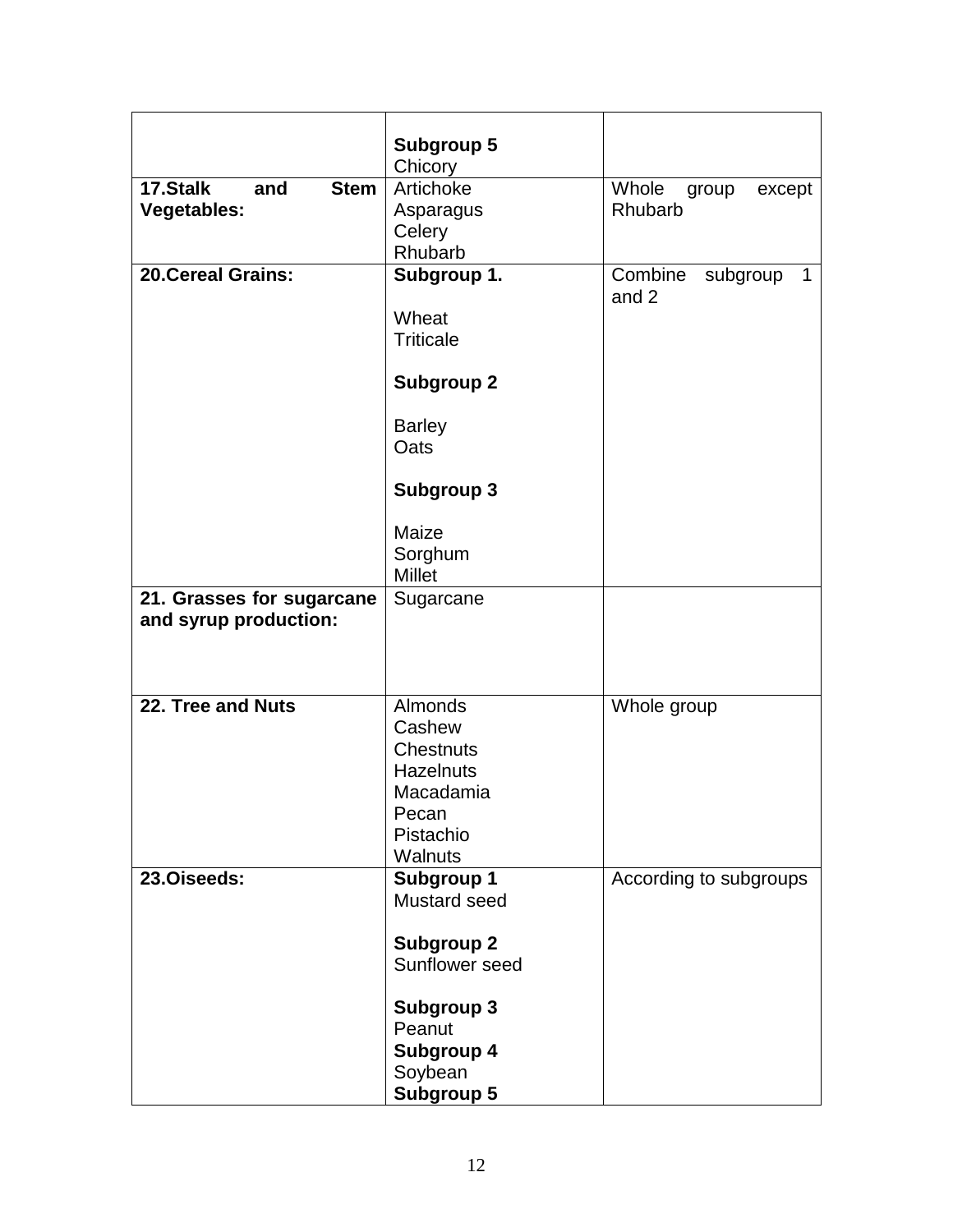| | | |
|---|---|---|
| | **Subgroup 5**<br>Chicory | |
| **17.Stalk and Stem Vegetables:** | Artichoke<br>Asparagus<br>Celery<br>Rhubarb | Whole group except Rhubarb |
| **20.Cereal Grains:** | **Subgroup 1.**<br><br>Wheat<br>Triticale<br><br>**Subgroup 2**<br><br>Barley<br>Oats<br><br>**Subgroup 3**<br><br>Maize<br>Sorghum<br>Millet | Combine subgroup 1 and 2 |
| **21. Grasses for sugarcane and syrup production:** | Sugarcane | |
| **22. Tree and Nuts** | Almonds<br>Cashew<br>Chestnuts<br>Hazelnuts<br>Macadamia<br>Pecan<br>Pistachio<br>Walnuts | Whole group |
| **23.Oiseeds:** | **Subgroup 1**<br>Mustard seed<br><br>**Subgroup 2**<br>Sunflower seed<br><br>**Subgroup 3**<br>Peanut<br>**Subgroup 4**<br>Soybean<br>**Subgroup 5** | According to subgroups |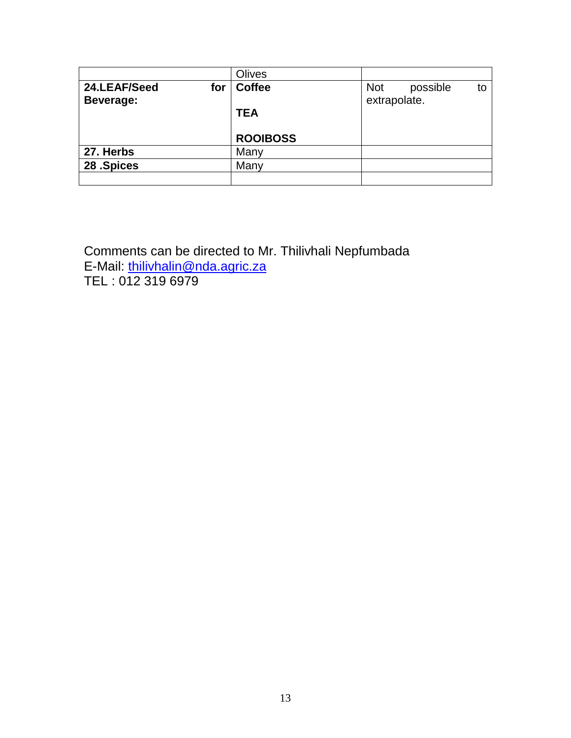| | | |
|---|---|---|
| | Olives | |
| **24.LEAF/Seed for Beverage:** | **Coffee**<br><br>**TEA**<br><br>**ROOIBOSS** | Not possible to extrapolate. |
| **27. Herbs** | Many | |
| **28 .Spices** | Many | |
| | | |

Comments can be directed to Mr. Thilivhali Nepfumbada
E-Mail: thilivhalin@nda.agric.za
TEL : 012 319 6979